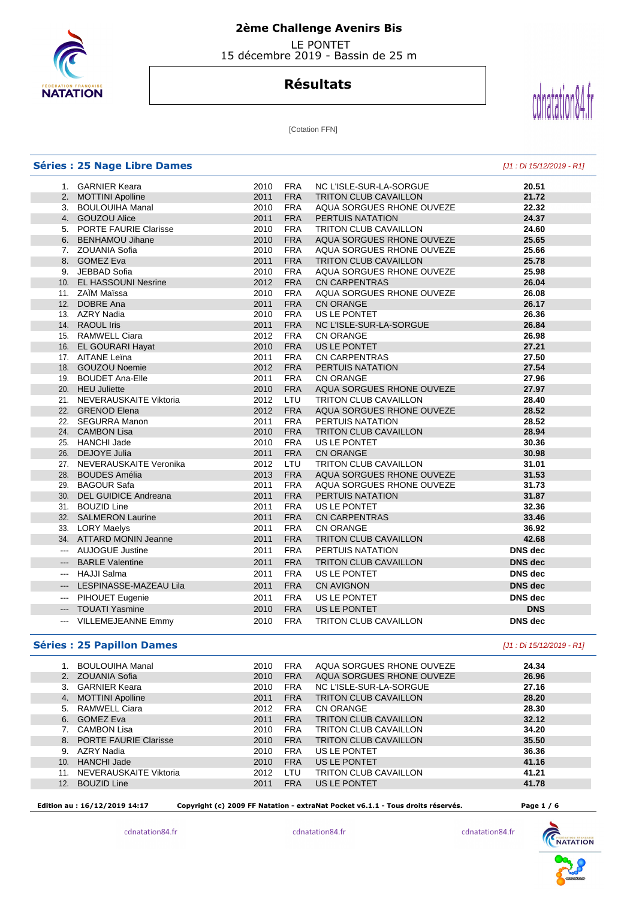# 2ème Challenge Avenirs Bis

LE PONTET
15 décembre 2019 - Bassin de 25 m

## Résultats

[Cotation FFN]

### Séries : 25 Nage Libre Dames

*[J1 : Di 15/12/2019 - R1]*

| | | | | | |
|---|---|---|---|---|---|
| 1. | GARNIER Keara | 2010 | FRA | NC L'ISLE-SUR-LA-SORGUE | 20.51 |
| 2. | MOTTINI Apolline | 2011 | FRA | TRITON CLUB CAVAILLON | 21.72 |
| 3. | BOULOUIHA Manal | 2010 | FRA | AQUA SORGUES RHONE OUVEZE | 22.32 |
| 4. | GOUZOU Alice | 2011 | FRA | PERTUIS NATATION | 24.37 |
| 5. | PORTE FAURIE Clarisse | 2010 | FRA | TRITON CLUB CAVAILLON | 24.60 |
| 6. | BENHAMOU Jihane | 2010 | FRA | AQUA SORGUES RHONE OUVEZE | 25.65 |
| 7. | ZOUANIA Sofia | 2010 | FRA | AQUA SORGUES RHONE OUVEZE | 25.66 |
| 8. | GOMEZ Eva | 2011 | FRA | TRITON CLUB CAVAILLON | 25.78 |
| 9. | JEBBAD Sofia | 2010 | FRA | AQUA SORGUES RHONE OUVEZE | 25.98 |
| 10. | EL HASSOUNI Nesrine | 2012 | FRA | CN CARPENTRAS | 26.04 |
| 11. | ZAÏM Maïssa | 2010 | FRA | AQUA SORGUES RHONE OUVEZE | 26.08 |
| 12. | DOBRE Ana | 2011 | FRA | CN ORANGE | 26.17 |
| 13. | AZRY Nadia | 2010 | FRA | US LE PONTET | 26.36 |
| 14. | RAOUL Iris | 2011 | FRA | NC L'ISLE-SUR-LA-SORGUE | 26.84 |
| 15. | RAMWELL Ciara | 2012 | FRA | CN ORANGE | 26.98 |
| 16. | EL GOURARI Hayat | 2010 | FRA | US LE PONTET | 27.21 |
| 17. | AITANE Leïna | 2011 | FRA | CN CARPENTRAS | 27.50 |
| 18. | GOUZOU Noemie | 2012 | FRA | PERTUIS NATATION | 27.54 |
| 19. | BOUDET Ana-Elle | 2011 | FRA | CN ORANGE | 27.96 |
| 20. | HEU Juliette | 2010 | FRA | AQUA SORGUES RHONE OUVEZE | 27.97 |
| 21. | NEVERAUSKAITE Viktoria | 2012 | LTU | TRITON CLUB CAVAILLON | 28.40 |
| 22. | GRENOD Elena | 2012 | FRA | AQUA SORGUES RHONE OUVEZE | 28.52 |
| 22. | SEGURRA Manon | 2011 | FRA | PERTUIS NATATION | 28.52 |
| 24. | CAMBON Lisa | 2010 | FRA | TRITON CLUB CAVAILLON | 28.94 |
| 25. | HANCHI Jade | 2010 | FRA | US LE PONTET | 30.36 |
| 26. | DEJOYE Julia | 2011 | FRA | CN ORANGE | 30.98 |
| 27. | NEVERAUSKAITE Veronika | 2012 | LTU | TRITON CLUB CAVAILLON | 31.01 |
| 28. | BOUDES Amélia | 2013 | FRA | AQUA SORGUES RHONE OUVEZE | 31.53 |
| 29. | BAGOUR Safa | 2011 | FRA | AQUA SORGUES RHONE OUVEZE | 31.73 |
| 30. | DEL GUIDICE Andreana | 2011 | FRA | PERTUIS NATATION | 31.87 |
| 31. | BOUZID Line | 2011 | FRA | US LE PONTET | 32.36 |
| 32. | SALMERON Laurine | 2011 | FRA | CN CARPENTRAS | 33.46 |
| 33. | LORY Maelys | 2011 | FRA | CN ORANGE | 36.92 |
| 34. | ATTARD MONIN Jeanne | 2011 | FRA | TRITON CLUB CAVAILLON | 42.68 |
| --- | AUJOGUE Justine | 2011 | FRA | PERTUIS NATATION | DNS dec |
| --- | BARLE Valentine | 2011 | FRA | TRITON CLUB CAVAILLON | DNS dec |
| --- | HAJJI Salma | 2011 | FRA | US LE PONTET | DNS dec |
| --- | LESPINASSE-MAZEAU Lila | 2011 | FRA | CN AVIGNON | DNS dec |
| --- | PIHOUET Eugenie | 2011 | FRA | US LE PONTET | DNS dec |
| --- | TOUATI Yasmine | 2010 | FRA | US LE PONTET | DNS |
| --- | VILLEMEJEANNE Emmy | 2010 | FRA | TRITON CLUB CAVAILLON | DNS dec |

### Séries : 25 Papillon Dames

*[J1 : Di 15/12/2019 - R1]*

| | | | | | |
|---|---|---|---|---|---|
| 1. | BOULOUIHA Manal | 2010 | FRA | AQUA SORGUES RHONE OUVEZE | 24.34 |
| 2. | ZOUANIA Sofia | 2010 | FRA | AQUA SORGUES RHONE OUVEZE | 26.96 |
| 3. | GARNIER Keara | 2010 | FRA | NC L'ISLE-SUR-LA-SORGUE | 27.16 |
| 4. | MOTTINI Apolline | 2011 | FRA | TRITON CLUB CAVAILLON | 28.20 |
| 5. | RAMWELL Ciara | 2012 | FRA | CN ORANGE | 28.30 |
| 6. | GOMEZ Eva | 2011 | FRA | TRITON CLUB CAVAILLON | 32.12 |
| 7. | CAMBON Lisa | 2010 | FRA | TRITON CLUB CAVAILLON | 34.20 |
| 8. | PORTE FAURIE Clarisse | 2010 | FRA | TRITON CLUB CAVAILLON | 35.50 |
| 9. | AZRY Nadia | 2010 | FRA | US LE PONTET | 36.36 |
| 10. | HANCHI Jade | 2010 | FRA | US LE PONTET | 41.16 |
| 11. | NEVERAUSKAITE Viktoria | 2012 | LTU | TRITON CLUB CAVAILLON | 41.21 |
| 12. | BOUZID Line | 2011 | FRA | US LE PONTET | 41.78 |

**Edition au : 16/12/2019 14:17** **Copyright (c) 2009 FF Natation - extraNat Pocket v6.1.1 - Tous droits réservés.**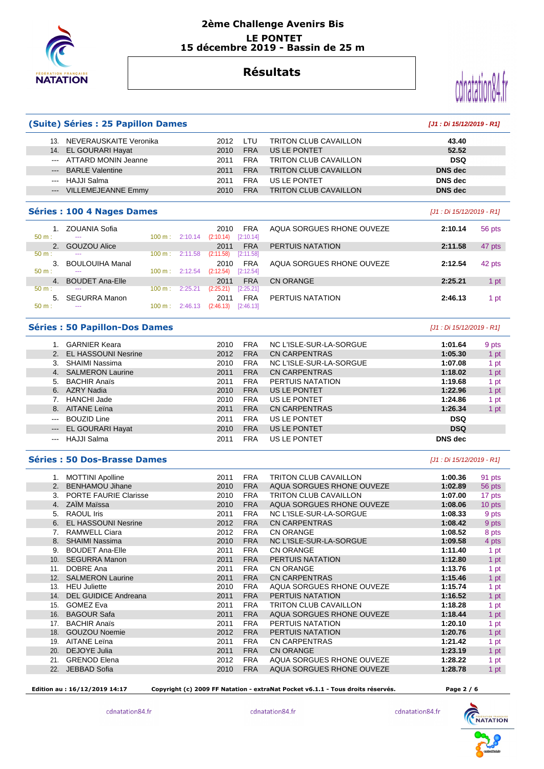# 2ème Challenge Avenirs Bis

**LE PONTET**
**15 décembre 2019 - Bassin de 25 m**

## Résultats

### (Suite) Séries : 25 Papillon Dames

*[J1 : Di 15/12/2019 - R1]*

| Rang | Nom | Année | Nat. | Club | Temps | Points |
|---|---|---|---|---|---|---|
| 13. | NEVERAUSKAITE Veronika | 2012 | LTU | TRITON CLUB CAVAILLON | 43.40 | |
| 14. | EL GOURARI Hayat | 2010 | FRA | US LE PONTET | 52.52 | |
| --- | ATTARD MONIN Jeanne | 2011 | FRA | TRITON CLUB CAVAILLON | DSQ | |
| --- | BARLE Valentine | 2011 | FRA | TRITON CLUB CAVAILLON | DNS dec | |
| --- | HAJJI Salma | 2011 | FRA | US LE PONTET | DNS dec | |
| --- | VILLEMEJEANNE Emmy | 2010 | FRA | TRITON CLUB CAVAILLON | DNS dec | |

### Séries : 100 4 Nages Dames

*[J1 : Di 15/12/2019 - R1]*

| Rang | Nom | Année | Nat. | Club | Temps | Points |
|---|---|---|---|---|---|---|
| 1. | ZOUANIA Sofia | 2010 | FRA | AQUA SORGUES RHONE OUVEZE | 2:10.14 | 56 pts |
| | 50 m : --- / 100 m : 2:10.14 (2:10.14) [2:10.14] | | | | | |
| 2. | GOUZOU Alice | 2011 | FRA | PERTUIS NATATION | 2:11.58 | 47 pts |
| | 50 m : --- / 100 m : 2:11.58 (2:11.58) [2:11.58] | | | | | |
| 3. | BOULOUIHA Manal | 2010 | FRA | AQUA SORGUES RHONE OUVEZE | 2:12.54 | 42 pts |
| | 50 m : --- / 100 m : 2:12.54 (2:12.54) [2:12.54] | | | | | |
| 4. | BOUDET Ana-Elle | 2011 | FRA | CN ORANGE | 2:25.21 | 1 pt |
| | 50 m : --- / 100 m : 2:25.21 (2:25.21) [2:25.21] | | | | | |
| 5. | SEGURRA Manon | 2011 | FRA | PERTUIS NATATION | 2:46.13 | 1 pt |
| | 50 m : --- / 100 m : 2:46.13 (2:46.13) [2:46.13] | | | | | |

### Séries : 50 Papillon-Dos Dames

*[J1 : Di 15/12/2019 - R1]*

| Rang | Nom | Année | Nat. | Club | Temps | Points |
|---|---|---|---|---|---|---|
| 1. | GARNIER Keara | 2010 | FRA | NC L'ISLE-SUR-LA-SORGUE | 1:01.64 | 9 pts |
| 2. | EL HASSOUNI Nesrine | 2012 | FRA | CN CARPENTRAS | 1:05.30 | 1 pt |
| 3. | SHAIMI Nassima | 2010 | FRA | NC L'ISLE-SUR-LA-SORGUE | 1:07.08 | 1 pt |
| 4. | SALMERON Laurine | 2011 | FRA | CN CARPENTRAS | 1:18.02 | 1 pt |
| 5. | BACHIR Anaïs | 2011 | FRA | PERTUIS NATATION | 1:19.68 | 1 pt |
| 6. | AZRY Nadia | 2010 | FRA | US LE PONTET | 1:22.96 | 1 pt |
| 7. | HANCHI Jade | 2010 | FRA | US LE PONTET | 1:24.86 | 1 pt |
| 8. | AITANE Leïna | 2011 | FRA | CN CARPENTRAS | 1:26.34 | 1 pt |
| --- | BOUZID Line | 2011 | FRA | US LE PONTET | DSQ | |
| --- | EL GOURARI Hayat | 2010 | FRA | US LE PONTET | DSQ | |
| --- | HAJJI Salma | 2011 | FRA | US LE PONTET | DNS dec | |

### Séries : 50 Dos-Brasse Dames

*[J1 : Di 15/12/2019 - R1]*

| Rang | Nom | Année | Nat. | Club | Temps | Points |
|---|---|---|---|---|---|---|
| 1. | MOTTINI Apolline | 2011 | FRA | TRITON CLUB CAVAILLON | 1:00.36 | 91 pts |
| 2. | BENHAMOU Jihane | 2010 | FRA | AQUA SORGUES RHONE OUVEZE | 1:02.89 | 56 pts |
| 3. | PORTE FAURIE Clarisse | 2010 | FRA | TRITON CLUB CAVAILLON | 1:07.00 | 17 pts |
| 4. | ZAÏM Maïssa | 2010 | FRA | AQUA SORGUES RHONE OUVEZE | 1:08.06 | 10 pts |
| 5. | RAOUL Iris | 2011 | FRA | NC L'ISLE-SUR-LA-SORGUE | 1:08.33 | 9 pts |
| 6. | EL HASSOUNI Nesrine | 2012 | FRA | CN CARPENTRAS | 1:08.42 | 9 pts |
| 7. | RAMWELL Ciara | 2012 | FRA | CN ORANGE | 1:08.52 | 8 pts |
| 8. | SHAIMI Nassima | 2010 | FRA | NC L'ISLE-SUR-LA-SORGUE | 1:09.58 | 4 pts |
| 9. | BOUDET Ana-Elle | 2011 | FRA | CN ORANGE | 1:11.40 | 1 pt |
| 10. | SEGURRA Manon | 2011 | FRA | PERTUIS NATATION | 1:12.80 | 1 pt |
| 11. | DOBRE Ana | 2011 | FRA | CN ORANGE | 1:13.76 | 1 pt |
| 12. | SALMERON Laurine | 2011 | FRA | CN CARPENTRAS | 1:15.46 | 1 pt |
| 13. | HEU Juliette | 2010 | FRA | AQUA SORGUES RHONE OUVEZE | 1:15.74 | 1 pt |
| 14. | DEL GUIDICE Andreana | 2011 | FRA | PERTUIS NATATION | 1:16.52 | 1 pt |
| 15. | GOMEZ Eva | 2011 | FRA | TRITON CLUB CAVAILLON | 1:18.28 | 1 pt |
| 16. | BAGOUR Safa | 2011 | FRA | AQUA SORGUES RHONE OUVEZE | 1:18.44 | 1 pt |
| 17. | BACHIR Anaïs | 2011 | FRA | PERTUIS NATATION | 1:20.10 | 1 pt |
| 18. | GOUZOU Noemie | 2012 | FRA | PERTUIS NATATION | 1:20.76 | 1 pt |
| 19. | AITANE Leïna | 2011 | FRA | CN CARPENTRAS | 1:21.42 | 1 pt |
| 20. | DEJOYE Julia | 2011 | FRA | CN ORANGE | 1:23.19 | 1 pt |
| 21. | GRENOD Elena | 2012 | FRA | AQUA SORGUES RHONE OUVEZE | 1:28.22 | 1 pt |
| 22. | JEBBAD Sofia | 2010 | FRA | AQUA SORGUES RHONE OUVEZE | 1:28.78 | 1 pt |

**Edition au : 16/12/2019 14:17** **Copyright (c) 2009 FF Natation - extraNat Pocket v6.1.1 - Tous droits réservés.**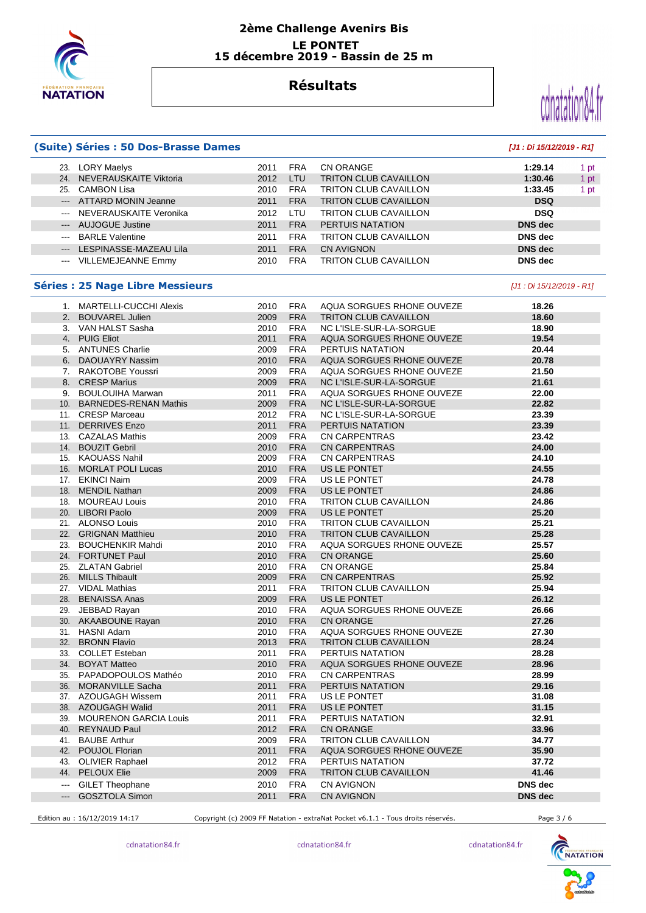# 2ème Challenge Avenirs Bis

## LE PONTET

## 15 décembre 2019 - Bassin de 25 m

## Résultats

### (Suite) Séries : 50 Dos-Brasse Dames

*[J1 : Di 15/12/2019 - R1]*

| | | | | | | |
|---|---|---|---|---|---|---|
| 23. | LORY Maelys | 2011 | FRA | CN ORANGE | **1:29.14** | 1 pt |
| 24. | NEVERAUSKAITE Viktoria | 2012 | LTU | TRITON CLUB CAVAILLON | **1:30.46** | 1 pt |
| 25. | CAMBON Lisa | 2010 | FRA | TRITON CLUB CAVAILLON | **1:33.45** | 1 pt |
| --- | ATTARD MONIN Jeanne | 2011 | FRA | TRITON CLUB CAVAILLON | **DSQ** | |
| --- | NEVERAUSKAITE Veronika | 2012 | LTU | TRITON CLUB CAVAILLON | **DSQ** | |
| --- | AUJOGUE Justine | 2011 | FRA | PERTUIS NATATION | **DNS dec** | |
| --- | BARLE Valentine | 2011 | FRA | TRITON CLUB CAVAILLON | **DNS dec** | |
| --- | LESPINASSE-MAZEAU Lila | 2011 | FRA | CN AVIGNON | **DNS dec** | |
| --- | VILLEMEJEANNE Emmy | 2010 | FRA | TRITON CLUB CAVAILLON | **DNS dec** | |

### Séries : 25 Nage Libre Messieurs

*[J1 : Di 15/12/2019 - R1]*

| | | | | | |
|---|---|---|---|---|---|
| 1. | MARTELLI-CUCCHI Alexis | 2010 | FRA | AQUA SORGUES RHONE OUVEZE | **18.26** |
| 2. | BOUVAREL Julien | 2009 | FRA | TRITON CLUB CAVAILLON | **18.60** |
| 3. | VAN HALST Sasha | 2010 | FRA | NC L'ISLE-SUR-LA-SORGUE | **18.90** |
| 4. | PUIG Eliot | 2011 | FRA | AQUA SORGUES RHONE OUVEZE | **19.54** |
| 5. | ANTUNES Charlie | 2009 | FRA | PERTUIS NATATION | **20.44** |
| 6. | DAOUAYRY Nassim | 2010 | FRA | AQUA SORGUES RHONE OUVEZE | **20.78** |
| 7. | RAKOTOBE Youssri | 2009 | FRA | AQUA SORGUES RHONE OUVEZE | **21.50** |
| 8. | CRESP Marius | 2009 | FRA | NC L'ISLE-SUR-LA-SORGUE | **21.61** |
| 9. | BOULOUIHA Marwan | 2011 | FRA | AQUA SORGUES RHONE OUVEZE | **22.00** |
| 10. | BARNEDES-RENAN Mathis | 2009 | FRA | NC L'ISLE-SUR-LA-SORGUE | **22.82** |
| 11. | CRESP Marceau | 2012 | FRA | NC L'ISLE-SUR-LA-SORGUE | **23.39** |
| 11. | DERRIVES Enzo | 2011 | FRA | PERTUIS NATATION | **23.39** |
| 13. | CAZALAS Mathis | 2009 | FRA | CN CARPENTRAS | **23.42** |
| 14. | BOUZIT Gebril | 2010 | FRA | CN CARPENTRAS | **24.00** |
| 15. | KAOUASS Nahil | 2009 | FRA | CN CARPENTRAS | **24.10** |
| 16. | MORLAT POLI Lucas | 2010 | FRA | US LE PONTET | **24.55** |
| 17. | EKINCI Naim | 2009 | FRA | US LE PONTET | **24.78** |
| 18. | MENDIL Nathan | 2009 | FRA | US LE PONTET | **24.86** |
| 18. | MOUREAU Louis | 2010 | FRA | TRITON CLUB CAVAILLON | **24.86** |
| 20. | LIBORI Paolo | 2009 | FRA | US LE PONTET | **25.20** |
| 21. | ALONSO Louis | 2010 | FRA | TRITON CLUB CAVAILLON | **25.21** |
| 22. | GRIGNAN Matthieu | 2010 | FRA | TRITON CLUB CAVAILLON | **25.28** |
| 23. | BOUCHENKIR Mahdi | 2010 | FRA | AQUA SORGUES RHONE OUVEZE | **25.57** |
| 24. | FORTUNET Paul | 2010 | FRA | CN ORANGE | **25.60** |
| 25. | ZLATAN Gabriel | 2010 | FRA | CN ORANGE | **25.84** |
| 26. | MILLS Thibault | 2009 | FRA | CN CARPENTRAS | **25.92** |
| 27. | VIDAL Mathias | 2011 | FRA | TRITON CLUB CAVAILLON | **25.94** |
| 28. | BENAISSA Anas | 2009 | FRA | US LE PONTET | **26.12** |
| 29. | JEBBAD Rayan | 2010 | FRA | AQUA SORGUES RHONE OUVEZE | **26.66** |
| 30. | AKAABOUNE Rayan | 2010 | FRA | CN ORANGE | **27.26** |
| 31. | HASNI Adam | 2010 | FRA | AQUA SORGUES RHONE OUVEZE | **27.30** |
| 32. | BRONN Flavio | 2013 | FRA | TRITON CLUB CAVAILLON | **28.24** |
| 33. | COLLET Esteban | 2011 | FRA | PERTUIS NATATION | **28.28** |
| 34. | BOYAT Matteo | 2010 | FRA | AQUA SORGUES RHONE OUVEZE | **28.96** |
| 35. | PAPADOPOULOS Mathéo | 2010 | FRA | CN CARPENTRAS | **28.99** |
| 36. | MORANVILLE Sacha | 2011 | FRA | PERTUIS NATATION | **29.16** |
| 37. | AZOUGAGH Wissem | 2011 | FRA | US LE PONTET | **31.08** |
| 38. | AZOUGAGH Walid | 2011 | FRA | US LE PONTET | **31.15** |
| 39. | MOURENON GARCIA Louis | 2011 | FRA | PERTUIS NATATION | **32.91** |
| 40. | REYNAUD Paul | 2012 | FRA | CN ORANGE | **33.96** |
| 41. | BAUBE Arthur | 2009 | FRA | TRITON CLUB CAVAILLON | **34.77** |
| 42. | POUJOL Florian | 2011 | FRA | AQUA SORGUES RHONE OUVEZE | **35.90** |
| 43. | OLIVIER Raphael | 2012 | FRA | PERTUIS NATATION | **37.72** |
| 44. | PELOUX Elie | 2009 | FRA | TRITON CLUB CAVAILLON | **41.46** |
| --- | GILET Theophane | 2010 | FRA | CN AVIGNON | **DNS dec** |
| --- | GOSZTOLA Simon | 2011 | FRA | CN AVIGNON | **DNS dec** |

Edition au : 16/12/2019 14:17 — Copyright (c) 2009 FF Natation - extraNat Pocket v6.1.1 - Tous droits réservés.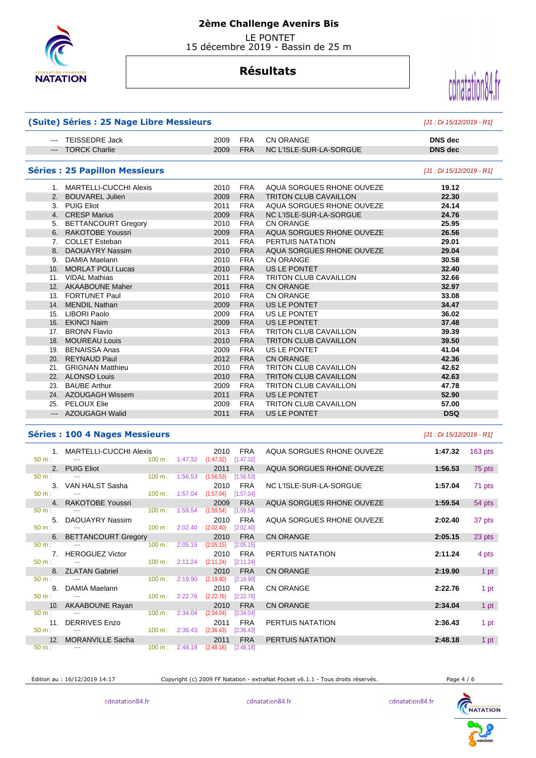# 2ème Challenge Avenirs Bis

LE PONTET
15 décembre 2019 - Bassin de 25 m

## Résultats

### (Suite) Séries : 25 Nage Libre Messieurs

*[J1 : Di 15/12/2019 - R1]*

| Rang | Nom | Année | Nat. | Club | Temps |
|---|---|---|---|---|---|
| --- | TEISSEDRE Jack | 2009 | FRA | CN ORANGE | DNS dec |
| --- | TORCK Charlie | 2009 | FRA | NC L'ISLE-SUR-LA-SORGUE | DNS dec |

### Séries : 25 Papillon Messieurs

*[J1 : Di 15/12/2019 - R1]*

| Rang | Nom | Année | Nat. | Club | Temps |
|---|---|---|---|---|---|
| 1. | MARTELLI-CUCCHI Alexis | 2010 | FRA | AQUA SORGUES RHONE OUVEZE | 19.12 |
| 2. | BOUVAREL Julien | 2009 | FRA | TRITON CLUB CAVAILLON | 22.30 |
| 3. | PUIG Eliot | 2011 | FRA | AQUA SORGUES RHONE OUVEZE | 24.14 |
| 4. | CRESP Marius | 2009 | FRA | NC L'ISLE-SUR-LA-SORGUE | 24.76 |
| 5. | BETTANCOURT Gregory | 2010 | FRA | CN ORANGE | 25.95 |
| 6. | RAKOTOBE Youssri | 2009 | FRA | AQUA SORGUES RHONE OUVEZE | 26.56 |
| 7. | COLLET Esteban | 2011 | FRA | PERTUIS NATATION | 29.01 |
| 8. | DAOUAYRY Nassim | 2010 | FRA | AQUA SORGUES RHONE OUVEZE | 29.04 |
| 9. | DAMIA Maelann | 2010 | FRA | CN ORANGE | 30.58 |
| 10. | MORLAT POLI Lucas | 2010 | FRA | US LE PONTET | 32.40 |
| 11. | VIDAL Mathias | 2011 | FRA | TRITON CLUB CAVAILLON | 32.66 |
| 12. | AKAABOUNE Maher | 2011 | FRA | CN ORANGE | 32.97 |
| 13. | FORTUNET Paul | 2010 | FRA | CN ORANGE | 33.08 |
| 14. | MENDIL Nathan | 2009 | FRA | US LE PONTET | 34.47 |
| 15. | LIBORI Paolo | 2009 | FRA | US LE PONTET | 36.02 |
| 16. | EKINCI Naim | 2009 | FRA | US LE PONTET | 37.48 |
| 17. | BRONN Flavio | 2013 | FRA | TRITON CLUB CAVAILLON | 39.39 |
| 18. | MOUREAU Louis | 2010 | FRA | TRITON CLUB CAVAILLON | 39.50 |
| 19. | BENAISSA Anas | 2009 | FRA | US LE PONTET | 41.04 |
| 20. | REYNAUD Paul | 2012 | FRA | CN ORANGE | 42.36 |
| 21. | GRIGNAN Matthieu | 2010 | FRA | TRITON CLUB CAVAILLON | 42.62 |
| 22. | ALONSO Louis | 2010 | FRA | TRITON CLUB CAVAILLON | 42.63 |
| 23. | BAUBE Arthur | 2009 | FRA | TRITON CLUB CAVAILLON | 47.78 |
| 24. | AZOUGAGH Wissem | 2011 | FRA | US LE PONTET | 52.90 |
| 25. | PELOUX Elie | 2009 | FRA | TRITON CLUB CAVAILLON | 57.00 |
| --- | AZOUGAGH Walid | 2011 | FRA | US LE PONTET | DSQ |

### Séries : 100 4 Nages Messieurs

*[J1 : Di 15/12/2019 - R1]*

| Rang | Nom | 50 m | 100 m | Année | Nat. | Club | Temps | Points |
|---|---|---|---|---|---|---|---|---|
| 1. | MARTELLI-CUCCHI Alexis | --- | 1:47.32 (1:47.32) [1:47.32] | 2010 | FRA | AQUA SORGUES RHONE OUVEZE | 1:47.32 | 163 pts |
| 2. | PUIG Eliot | --- | 1:56.53 (1:56.53) [1:56.53] | 2011 | FRA | AQUA SORGUES RHONE OUVEZE | 1:56.53 | 75 pts |
| 3. | VAN HALST Sasha | --- | 1:57.04 (1:57.04) [1:57.04] | 2010 | FRA | NC L'ISLE-SUR-LA-SORGUE | 1:57.04 | 71 pts |
| 4. | RAKOTOBE Youssri | --- | 1:59.54 (1:59.54) [1:59.54] | 2009 | FRA | AQUA SORGUES RHONE OUVEZE | 1:59.54 | 54 pts |
| 5. | DAOUAYRY Nassim | --- | 2:02.40 (2:02.40) [2:02.40] | 2010 | FRA | AQUA SORGUES RHONE OUVEZE | 2:02.40 | 37 pts |
| 6. | BETTANCOURT Gregory | --- | 2:05.15 (2:05.15) [2:05.15] | 2010 | FRA | CN ORANGE | 2:05.15 | 23 pts |
| 7. | HEROGUEZ Victor | --- | 2:11.24 (2:11.24) [2:11.24] | 2010 | FRA | PERTUIS NATATION | 2:11.24 | 4 pts |
| 8. | ZLATAN Gabriel | --- | 2:19.90 (2:19.90) [2:19.90] | 2010 | FRA | CN ORANGE | 2:19.90 | 1 pt |
| 9. | DAMIA Maelann | --- | 2:22.76 (2:22.76) [2:22.76] | 2010 | FRA | CN ORANGE | 2:22.76 | 1 pt |
| 10. | AKAABOUNE Rayan | --- | 2:34.04 (2:34.04) [2:34.04] | 2010 | FRA | CN ORANGE | 2:34.04 | 1 pt |
| 11. | DERRIVES Enzo | --- | 2:36.43 (2:36.43) [2:36.43] | 2011 | FRA | PERTUIS NATATION | 2:36.43 | 1 pt |
| 12. | MORANVILLE Sacha | --- | 2:48.18 (2:48.18) [2:48.18] | 2011 | FRA | PERTUIS NATATION | 2:48.18 | 1 pt |

Edition au : 16/12/2019 14:17 — Copyright (c) 2009 FF Natation - extraNat Pocket v6.1.1 - Tous droits réservés.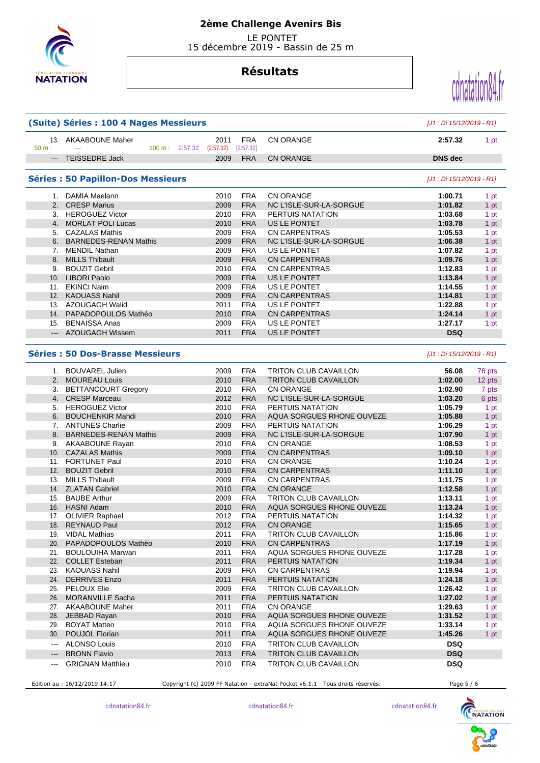# 2ème Challenge Avenirs Bis

LE PONTET
15 décembre 2019 - Bassin de 25 m

## Résultats

### (Suite) Séries : 100 4 Nages Messieurs

*[J1 : Di 15/12/2019 - R1]*

| | | | | | | |
|---|---|---|---|---|---|---|
| 13. | AKAABOUNE Maher | 2011 | FRA | CN ORANGE | 2:57.32 | 1 pt |
| 50 m : --- | 100 m : 2:57.32 (2:57.32) [2:57.32] | | | | | |
| --- | TEISSEDRE Jack | 2009 | FRA | CN ORANGE | DNS dec | |

### Séries : 50 Papillon-Dos Messieurs

*[J1 : Di 15/12/2019 - R1]*

| | | | | | | |
|---|---|---|---|---|---|---|
| 1. | DAMIA Maelann | 2010 | FRA | CN ORANGE | 1:00.71 | 1 pt |
| 2. | CRESP Marius | 2009 | FRA | NC L'ISLE-SUR-LA-SORGUE | 1:01.82 | 1 pt |
| 3. | HEROGUEZ Victor | 2010 | FRA | PERTUIS NATATION | 1:03.68 | 1 pt |
| 4. | MORLAT POLI Lucas | 2010 | FRA | US LE PONTET | 1:03.78 | 1 pt |
| 5. | CAZALAS Mathis | 2009 | FRA | CN CARPENTRAS | 1:05.53 | 1 pt |
| 6. | BARNEDES-RENAN Mathis | 2009 | FRA | NC L'ISLE-SUR-LA-SORGUE | 1:06.38 | 1 pt |
| 7. | MENDIL Nathan | 2009 | FRA | US LE PONTET | 1:07.82 | 1 pt |
| 8. | MILLS Thibault | 2009 | FRA | CN CARPENTRAS | 1:09.76 | 1 pt |
| 9. | BOUZIT Gebril | 2010 | FRA | CN CARPENTRAS | 1:12.83 | 1 pt |
| 10. | LIBORI Paolo | 2009 | FRA | US LE PONTET | 1:13.84 | 1 pt |
| 11. | EKINCI Naim | 2009 | FRA | US LE PONTET | 1:14.55 | 1 pt |
| 12. | KAOUASS Nahil | 2009 | FRA | CN CARPENTRAS | 1:14.81 | 1 pt |
| 13. | AZOUGAGH Walid | 2011 | FRA | US LE PONTET | 1:22.88 | 1 pt |
| 14. | PAPADOPOULOS Mathéo | 2010 | FRA | CN CARPENTRAS | 1:24.14 | 1 pt |
| 15. | BENAISSA Anas | 2009 | FRA | US LE PONTET | 1:27.17 | 1 pt |
| --- | AZOUGAGH Wissem | 2011 | FRA | US LE PONTET | DSQ | |

### Séries : 50 Dos-Brasse Messieurs

*[J1 : Di 15/12/2019 - R1]*

| | | | | | | |
|---|---|---|---|---|---|---|
| 1. | BOUVAREL Julien | 2009 | FRA | TRITON CLUB CAVAILLON | 56.08 | 76 pts |
| 2. | MOUREAU Louis | 2010 | FRA | TRITON CLUB CAVAILLON | 1:02.00 | 12 pts |
| 3. | BETTANCOURT Gregory | 2010 | FRA | CN ORANGE | 1:02.90 | 7 pts |
| 4. | CRESP Marceau | 2012 | FRA | NC L'ISLE-SUR-LA-SORGUE | 1:03.20 | 6 pts |
| 5. | HEROGUEZ Victor | 2010 | FRA | PERTUIS NATATION | 1:05.79 | 1 pt |
| 6. | BOUCHENKIR Mahdi | 2010 | FRA | AQUA SORGUES RHONE OUVEZE | 1:05.88 | 1 pt |
| 7. | ANTUNES Charlie | 2009 | FRA | PERTUIS NATATION | 1:06.29 | 1 pt |
| 8. | BARNEDES-RENAN Mathis | 2009 | FRA | NC L'ISLE-SUR-LA-SORGUE | 1:07.90 | 1 pt |
| 9. | AKAABOUNE Rayan | 2010 | FRA | CN ORANGE | 1:08.53 | 1 pt |
| 10. | CAZALAS Mathis | 2009 | FRA | CN CARPENTRAS | 1:09.10 | 1 pt |
| 11. | FORTUNET Paul | 2010 | FRA | CN ORANGE | 1:10.24 | 1 pt |
| 12. | BOUZIT Gebril | 2010 | FRA | CN CARPENTRAS | 1:11.10 | 1 pt |
| 13. | MILLS Thibault | 2009 | FRA | CN CARPENTRAS | 1:11.75 | 1 pt |
| 14. | ZLATAN Gabriel | 2010 | FRA | CN ORANGE | 1:12.58 | 1 pt |
| 15. | BAUBE Arthur | 2009 | FRA | TRITON CLUB CAVAILLON | 1:13.11 | 1 pt |
| 16. | HASNI Adam | 2010 | FRA | AQUA SORGUES RHONE OUVEZE | 1:13.24 | 1 pt |
| 17. | OLIVIER Raphael | 2012 | FRA | PERTUIS NATATION | 1:14.32 | 1 pt |
| 18. | REYNAUD Paul | 2012 | FRA | CN ORANGE | 1:15.65 | 1 pt |
| 19. | VIDAL Mathias | 2011 | FRA | TRITON CLUB CAVAILLON | 1:15.86 | 1 pt |
| 20. | PAPADOPOULOS Mathéo | 2010 | FRA | CN CARPENTRAS | 1:17.19 | 1 pt |
| 21. | BOULOUIHA Marwan | 2011 | FRA | AQUA SORGUES RHONE OUVEZE | 1:17.28 | 1 pt |
| 22. | COLLET Esteban | 2011 | FRA | PERTUIS NATATION | 1:19.34 | 1 pt |
| 23. | KAOUASS Nahil | 2009 | FRA | CN CARPENTRAS | 1:19.94 | 1 pt |
| 24. | DERRIVES Enzo | 2011 | FRA | PERTUIS NATATION | 1:24.18 | 1 pt |
| 25. | PELOUX Elie | 2009 | FRA | TRITON CLUB CAVAILLON | 1:26.42 | 1 pt |
| 26. | MORANVILLE Sacha | 2011 | FRA | PERTUIS NATATION | 1:27.02 | 1 pt |
| 27. | AKAABOUNE Maher | 2011 | FRA | CN ORANGE | 1:29.63 | 1 pt |
| 28. | JEBBAD Rayan | 2010 | FRA | AQUA SORGUES RHONE OUVEZE | 1:31.52 | 1 pt |
| 29. | BOYAT Matteo | 2010 | FRA | AQUA SORGUES RHONE OUVEZE | 1:33.14 | 1 pt |
| 30. | POUJOL Florian | 2011 | FRA | AQUA SORGUES RHONE OUVEZE | 1:45.26 | 1 pt |
| --- | ALONSO Louis | 2010 | FRA | TRITON CLUB CAVAILLON | DSQ | |
| --- | BRONN Flavio | 2013 | FRA | TRITON CLUB CAVAILLON | DSQ | |
| --- | GRIGNAN Matthieu | 2010 | FRA | TRITON CLUB CAVAILLON | DSQ | |

Edition au : 16/12/2019 14:17 — Copyright (c) 2009 FF Natation - extraNat Pocket v6.1.1 - Tous droits réservés.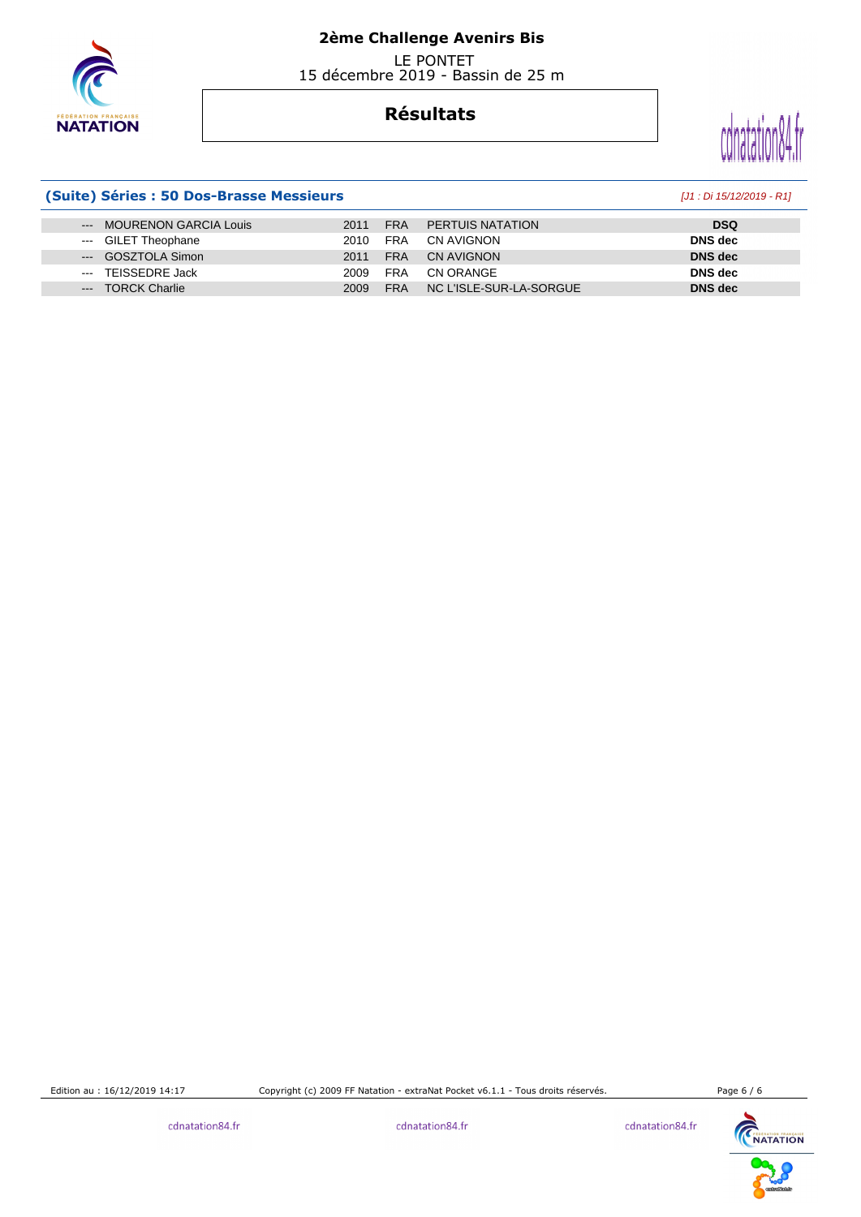## 2ème Challenge Avenirs Bis

LE PONTET
15 décembre 2019 - Bassin de 25 m

# Résultats

### (Suite) Séries : 50 Dos-Brasse Messieurs

*[J1 : Di 15/12/2019 - R1]*

| | | | | | |
|---|---|---|---|---|---|
| --- | MOURENON GARCIA Louis | 2011 | FRA | PERTUIS NATATION | **DSQ** |
| --- | GILET Theophane | 2010 | FRA | CN AVIGNON | **DNS dec** |
| --- | GOSZTOLA Simon | 2011 | FRA | CN AVIGNON | **DNS dec** |
| --- | TEISSEDRE Jack | 2009 | FRA | CN ORANGE | **DNS dec** |
| --- | TORCK Charlie | 2009 | FRA | NC L'ISLE-SUR-LA-SORGUE | **DNS dec** |

Edition au : 16/12/2019 14:17 Copyright (c) 2009 FF Natation - extraNat Pocket v6.1.1 - Tous droits réservés.